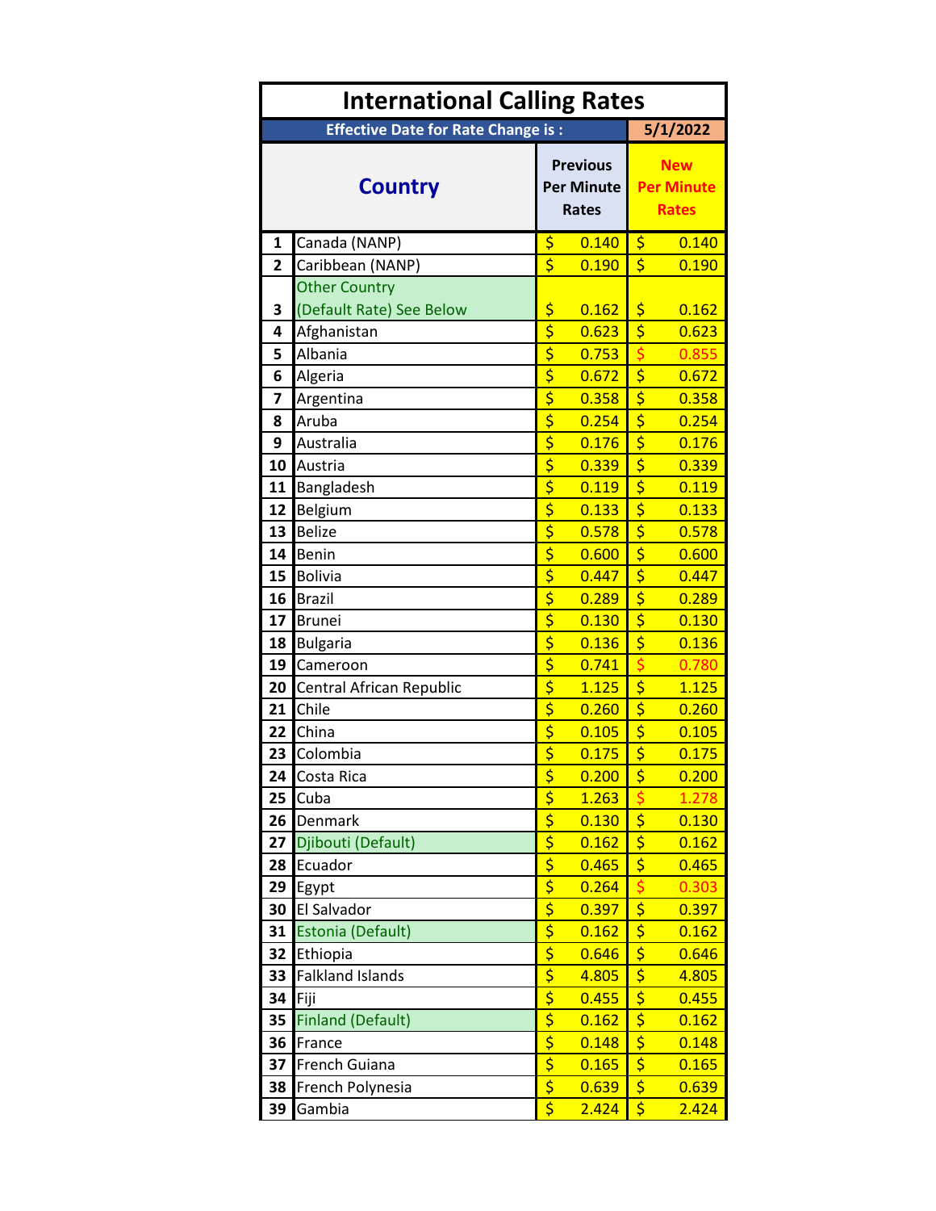# International Calling Rates

**Effective Date for Rate Change is :** 5/1/2022

| | Country | Previous Per Minute Rates | New Per Minute Rates |
|---|---|---|---|
| 1 | Canada (NANP) | $ 0.140 | $ 0.140 |
| 2 | Caribbean (NANP) | $ 0.190 | $ 0.190 |
| 3 | Other Country (Default Rate) See Below | $ 0.162 | $ 0.162 |
| 4 | Afghanistan | $ 0.623 | $ 0.623 |
| 5 | Albania | $ 0.753 | $ 0.855 |
| 6 | Algeria | $ 0.672 | $ 0.672 |
| 7 | Argentina | $ 0.358 | $ 0.358 |
| 8 | Aruba | $ 0.254 | $ 0.254 |
| 9 | Australia | $ 0.176 | $ 0.176 |
| 10 | Austria | $ 0.339 | $ 0.339 |
| 11 | Bangladesh | $ 0.119 | $ 0.119 |
| 12 | Belgium | $ 0.133 | $ 0.133 |
| 13 | Belize | $ 0.578 | $ 0.578 |
| 14 | Benin | $ 0.600 | $ 0.600 |
| 15 | Bolivia | $ 0.447 | $ 0.447 |
| 16 | Brazil | $ 0.289 | $ 0.289 |
| 17 | Brunei | $ 0.130 | $ 0.130 |
| 18 | Bulgaria | $ 0.136 | $ 0.136 |
| 19 | Cameroon | $ 0.741 | $ 0.780 |
| 20 | Central African Republic | $ 1.125 | $ 1.125 |
| 21 | Chile | $ 0.260 | $ 0.260 |
| 22 | China | $ 0.105 | $ 0.105 |
| 23 | Colombia | $ 0.175 | $ 0.175 |
| 24 | Costa Rica | $ 0.200 | $ 0.200 |
| 25 | Cuba | $ 1.263 | $ 1.278 |
| 26 | Denmark | $ 0.130 | $ 0.130 |
| 27 | Djibouti (Default) | $ 0.162 | $ 0.162 |
| 28 | Ecuador | $ 0.465 | $ 0.465 |
| 29 | Egypt | $ 0.264 | $ 0.303 |
| 30 | El Salvador | $ 0.397 | $ 0.397 |
| 31 | Estonia (Default) | $ 0.162 | $ 0.162 |
| 32 | Ethiopia | $ 0.646 | $ 0.646 |
| 33 | Falkland Islands | $ 4.805 | $ 4.805 |
| 34 | Fiji | $ 0.455 | $ 0.455 |
| 35 | Finland (Default) | $ 0.162 | $ 0.162 |
| 36 | France | $ 0.148 | $ 0.148 |
| 37 | French Guiana | $ 0.165 | $ 0.165 |
| 38 | French Polynesia | $ 0.639 | $ 0.639 |
| 39 | Gambia | $ 2.424 | $ 2.424 |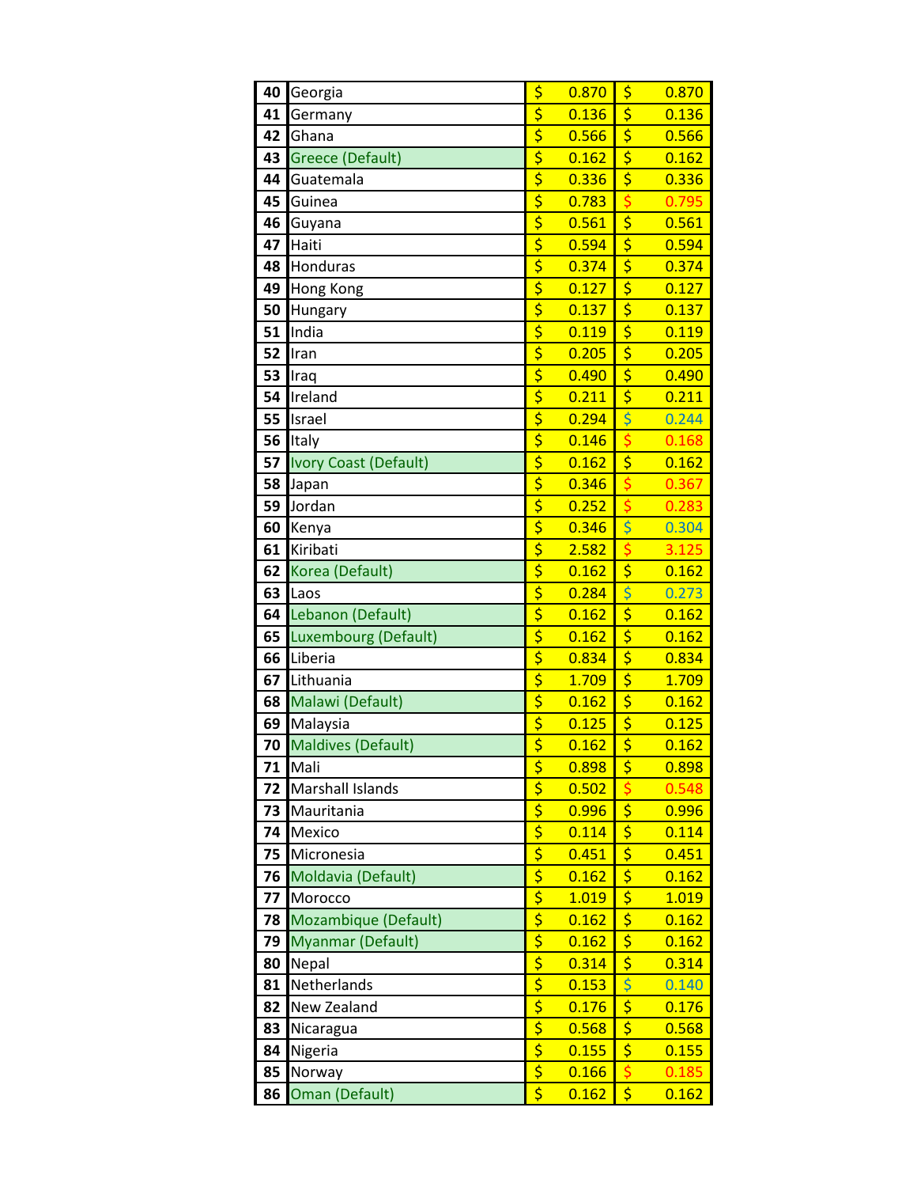| | | | |
|---|---|---|---|
| 40 | Georgia | $ 0.870 | $ 0.870 |
| 41 | Germany | $ 0.136 | $ 0.136 |
| 42 | Ghana | $ 0.566 | $ 0.566 |
| 43 | Greece (Default) | $ 0.162 | $ 0.162 |
| 44 | Guatemala | $ 0.336 | $ 0.336 |
| 45 | Guinea | $ 0.783 | $ 0.795 |
| 46 | Guyana | $ 0.561 | $ 0.561 |
| 47 | Haiti | $ 0.594 | $ 0.594 |
| 48 | Honduras | $ 0.374 | $ 0.374 |
| 49 | Hong Kong | $ 0.127 | $ 0.127 |
| 50 | Hungary | $ 0.137 | $ 0.137 |
| 51 | India | $ 0.119 | $ 0.119 |
| 52 | Iran | $ 0.205 | $ 0.205 |
| 53 | Iraq | $ 0.490 | $ 0.490 |
| 54 | Ireland | $ 0.211 | $ 0.211 |
| 55 | Israel | $ 0.294 | $ 0.244 |
| 56 | Italy | $ 0.146 | $ 0.168 |
| 57 | Ivory Coast (Default) | $ 0.162 | $ 0.162 |
| 58 | Japan | $ 0.346 | $ 0.367 |
| 59 | Jordan | $ 0.252 | $ 0.283 |
| 60 | Kenya | $ 0.346 | $ 0.304 |
| 61 | Kiribati | $ 2.582 | $ 3.125 |
| 62 | Korea (Default) | $ 0.162 | $ 0.162 |
| 63 | Laos | $ 0.284 | $ 0.273 |
| 64 | Lebanon (Default) | $ 0.162 | $ 0.162 |
| 65 | Luxembourg (Default) | $ 0.162 | $ 0.162 |
| 66 | Liberia | $ 0.834 | $ 0.834 |
| 67 | Lithuania | $ 1.709 | $ 1.709 |
| 68 | Malawi (Default) | $ 0.162 | $ 0.162 |
| 69 | Malaysia | $ 0.125 | $ 0.125 |
| 70 | Maldives (Default) | $ 0.162 | $ 0.162 |
| 71 | Mali | $ 0.898 | $ 0.898 |
| 72 | Marshall Islands | $ 0.502 | $ 0.548 |
| 73 | Mauritania | $ 0.996 | $ 0.996 |
| 74 | Mexico | $ 0.114 | $ 0.114 |
| 75 | Micronesia | $ 0.451 | $ 0.451 |
| 76 | Moldavia (Default) | $ 0.162 | $ 0.162 |
| 77 | Morocco | $ 1.019 | $ 1.019 |
| 78 | Mozambique (Default) | $ 0.162 | $ 0.162 |
| 79 | Myanmar (Default) | $ 0.162 | $ 0.162 |
| 80 | Nepal | $ 0.314 | $ 0.314 |
| 81 | Netherlands | $ 0.153 | $ 0.140 |
| 82 | New Zealand | $ 0.176 | $ 0.176 |
| 83 | Nicaragua | $ 0.568 | $ 0.568 |
| 84 | Nigeria | $ 0.155 | $ 0.155 |
| 85 | Norway | $ 0.166 | $ 0.185 |
| 86 | Oman (Default) | $ 0.162 | $ 0.162 |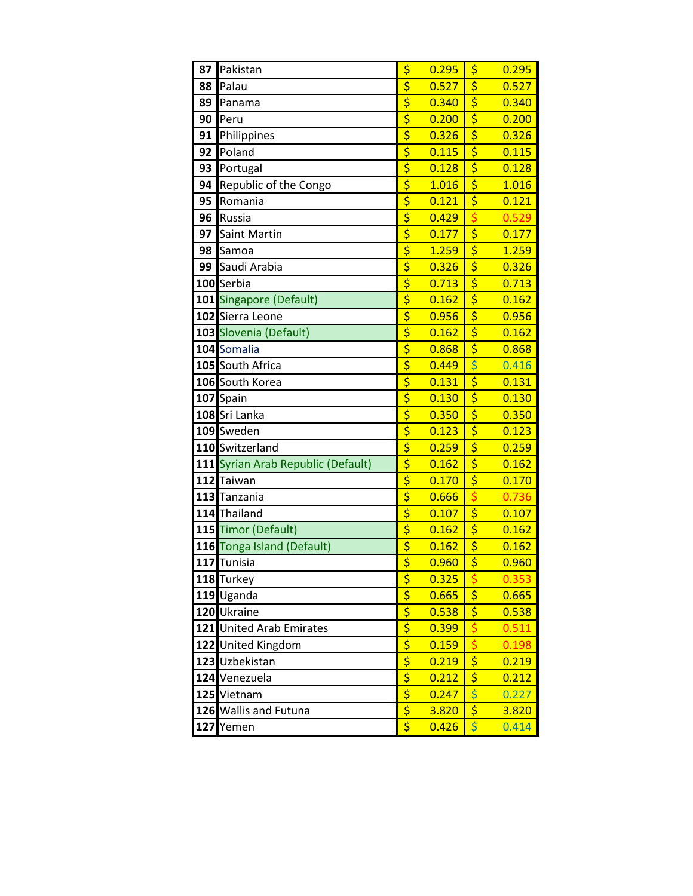| | | | |
|---|---|---|---|
| 87 | Pakistan | $ 0.295 | $ 0.295 |
| 88 | Palau | $ 0.527 | $ 0.527 |
| 89 | Panama | $ 0.340 | $ 0.340 |
| 90 | Peru | $ 0.200 | $ 0.200 |
| 91 | Philippines | $ 0.326 | $ 0.326 |
| 92 | Poland | $ 0.115 | $ 0.115 |
| 93 | Portugal | $ 0.128 | $ 0.128 |
| 94 | Republic of the Congo | $ 1.016 | $ 1.016 |
| 95 | Romania | $ 0.121 | $ 0.121 |
| 96 | Russia | $ 0.429 | $ 0.529 |
| 97 | Saint Martin | $ 0.177 | $ 0.177 |
| 98 | Samoa | $ 1.259 | $ 1.259 |
| 99 | Saudi Arabia | $ 0.326 | $ 0.326 |
| 100 | Serbia | $ 0.713 | $ 0.713 |
| 101 | Singapore (Default) | $ 0.162 | $ 0.162 |
| 102 | Sierra Leone | $ 0.956 | $ 0.956 |
| 103 | Slovenia (Default) | $ 0.162 | $ 0.162 |
| 104 | Somalia | $ 0.868 | $ 0.868 |
| 105 | South Africa | $ 0.449 | $ 0.416 |
| 106 | South Korea | $ 0.131 | $ 0.131 |
| 107 | Spain | $ 0.130 | $ 0.130 |
| 108 | Sri Lanka | $ 0.350 | $ 0.350 |
| 109 | Sweden | $ 0.123 | $ 0.123 |
| 110 | Switzerland | $ 0.259 | $ 0.259 |
| 111 | Syrian Arab Republic (Default) | $ 0.162 | $ 0.162 |
| 112 | Taiwan | $ 0.170 | $ 0.170 |
| 113 | Tanzania | $ 0.666 | $ 0.736 |
| 114 | Thailand | $ 0.107 | $ 0.107 |
| 115 | Timor (Default) | $ 0.162 | $ 0.162 |
| 116 | Tonga Island (Default) | $ 0.162 | $ 0.162 |
| 117 | Tunisia | $ 0.960 | $ 0.960 |
| 118 | Turkey | $ 0.325 | $ 0.353 |
| 119 | Uganda | $ 0.665 | $ 0.665 |
| 120 | Ukraine | $ 0.538 | $ 0.538 |
| 121 | United Arab Emirates | $ 0.399 | $ 0.511 |
| 122 | United Kingdom | $ 0.159 | $ 0.198 |
| 123 | Uzbekistan | $ 0.219 | $ 0.219 |
| 124 | Venezuela | $ 0.212 | $ 0.212 |
| 125 | Vietnam | $ 0.247 | $ 0.227 |
| 126 | Wallis and Futuna | $ 3.820 | $ 3.820 |
| 127 | Yemen | $ 0.426 | $ 0.414 |